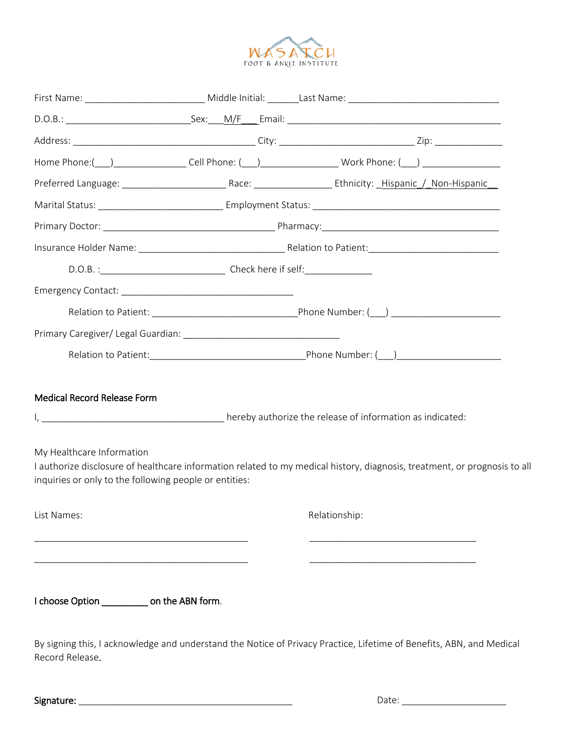WASATCH
FOOT & ANKLE INSTITUTE

First Name: ________________________ Middle Initial: ______Last Name: ______________________________

D.O.B.: ________________________Sex:___M/F___Email: ____________________________________________

Address: ____________________________________ City: ___________________________ Zip: _____________

Home Phone:(___)______________ Cell Phone: (___)_______________ Work Phone: (___) _______________

Preferred Language: _____________________ Race: _______________ Ethnicity: _Hispanic_/_Non-Hispanic__

Marital Status: ________________________ Employment Status: ______________________________________

Primary Doctor: __________________________________ Pharmacy:___________________________________

Insurance Holder Name: ____________________________ Relation to Patient:__________________________

D.O.B. :_________________________ Check here if self:_____________

Emergency Contact: ___________________________________

Relation to Patient: _____________________________Phone Number: (___) ______________________

Primary Caregiver/ Legal Guardian: _______________________________

Relation to Patient:_______________________________Phone Number: (___)____________________

**Medical Record Release Form**

I, ____________________________________ hereby authorize the release of information as indicated:

My Healthcare Information

I authorize disclosure of healthcare information related to my medical history, diagnosis, treatment, or prognosis to all inquiries or only to the following people or entities:

| List Names: | Relationship: |
|---|---|
| ___________________________________________ | _________________________________ |
| ___________________________________________ | _________________________________ |

**I choose Option _________ on the ABN form.**

By signing this, I acknowledge and understand the Notice of Privacy Practice, Lifetime of Benefits, ABN, and Medical Record Release.

**Signature:** ____________________________________________ Date: _____________________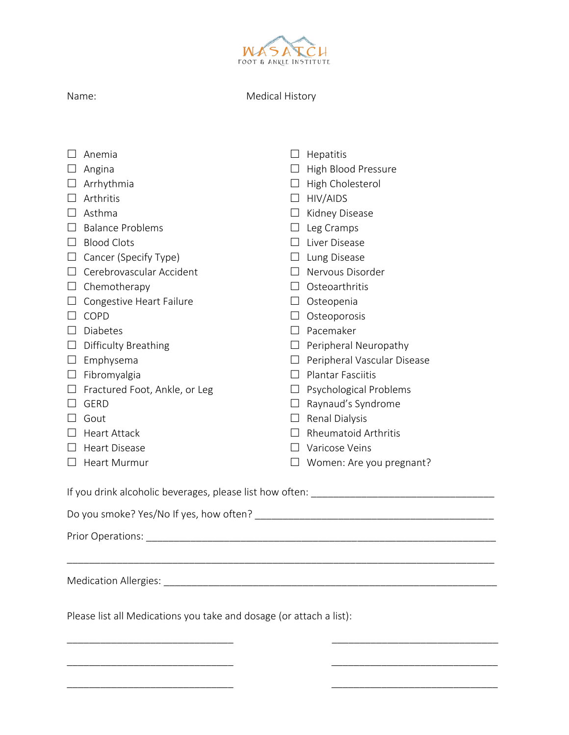WASATCH
FOOT & ANKLE INSTITUTE

Name: Medical History

- ☐ Anemia
- ☐ Angina
- ☐ Arrhythmia
- ☐ Arthritis
- ☐ Asthma
- ☐ Balance Problems
- ☐ Blood Clots
- ☐ Cancer (Specify Type)
- ☐ Cerebrovascular Accident
- ☐ Chemotherapy
- ☐ Congestive Heart Failure
- ☐ COPD
- ☐ Diabetes
- ☐ Difficulty Breathing
- ☐ Emphysema
- ☐ Fibromyalgia
- ☐ Fractured Foot, Ankle, or Leg
- ☐ GERD
- ☐ Gout
- ☐ Heart Attack
- ☐ Heart Disease
- ☐ Heart Murmur
- ☐ Hepatitis
- ☐ High Blood Pressure
- ☐ High Cholesterol
- ☐ HIV/AIDS
- ☐ Kidney Disease
- ☐ Leg Cramps
- ☐ Liver Disease
- ☐ Lung Disease
- ☐ Nervous Disorder
- ☐ Osteoarthritis
- ☐ Osteopenia
- ☐ Osteoporosis
- ☐ Pacemaker
- ☐ Peripheral Neuropathy
- ☐ Peripheral Vascular Disease
- ☐ Plantar Fasciitis
- ☐ Psychological Problems
- ☐ Raynaud's Syndrome
- ☐ Renal Dialysis
- ☐ Rheumatoid Arthritis
- ☐ Varicose Veins
- ☐ Women: Are you pregnant?

If you drink alcoholic beverages, please list how often: ________________________________

Do you smoke? Yes/No If yes, how often? ________________________________________

Prior Operations: ______________________________________________________________

_____________________________________________________________________________

Medication Allergies: ___________________________________________________________

Please list all Medications you take and dosage (or attach a list):

______________________________ ______________________________

______________________________ ______________________________

______________________________ ______________________________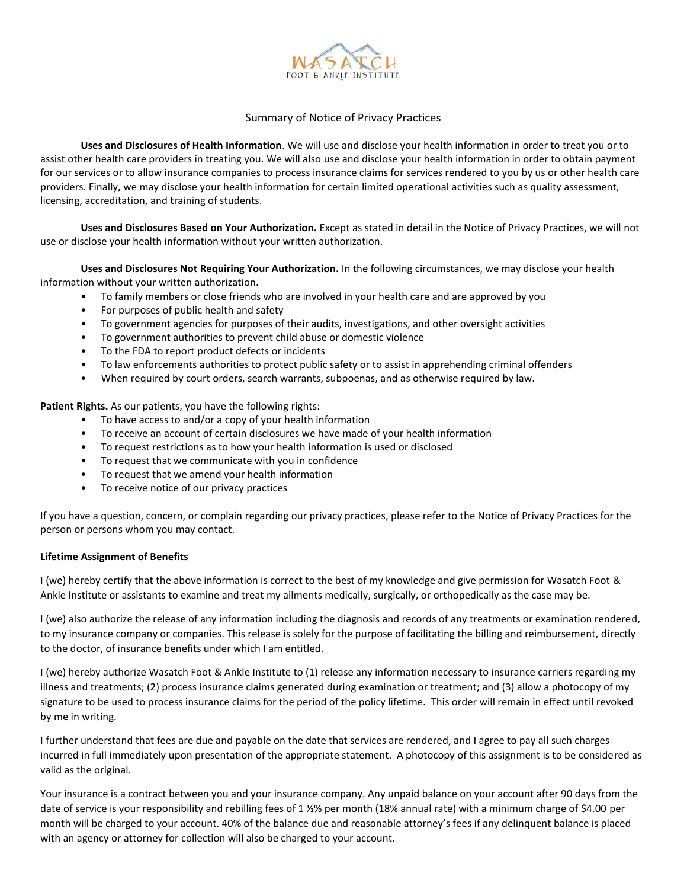WASATCH
FOOT & ANKLE INSTITUTE

## Summary of Notice of Privacy Practices

**Uses and Disclosures of Health Information**. We will use and disclose your health information in order to treat you or to assist other health care providers in treating you. We will also use and disclose your health information in order to obtain payment for our services or to allow insurance companies to process insurance claims for services rendered to you by us or other health care providers. Finally, we may disclose your health information for certain limited operational activities such as quality assessment, licensing, accreditation, and training of students.

**Uses and Disclosures Based on Your Authorization.** Except as stated in detail in the Notice of Privacy Practices, we will not use or disclose your health information without your written authorization.

**Uses and Disclosures Not Requiring Your Authorization.** In the following circumstances, we may disclose your health information without your written authorization.

- To family members or close friends who are involved in your health care and are approved by you
- For purposes of public health and safety
- To government agencies for purposes of their audits, investigations, and other oversight activities
- To government authorities to prevent child abuse or domestic violence
- To the FDA to report product defects or incidents
- To law enforcements authorities to protect public safety or to assist in apprehending criminal offenders
- When required by court orders, search warrants, subpoenas, and as otherwise required by law.

**Patient Rights.** As our patients, you have the following rights:

- To have access to and/or a copy of your health information
- To receive an account of certain disclosures we have made of your health information
- To request restrictions as to how your health information is used or disclosed
- To request that we communicate with you in confidence
- To request that we amend your health information
- To receive notice of our privacy practices

If you have a question, concern, or complain regarding our privacy practices, please refer to the Notice of Privacy Practices for the person or persons whom you may contact.

**Lifetime Assignment of Benefits**

I (we) hereby certify that the above information is correct to the best of my knowledge and give permission for Wasatch Foot & Ankle Institute or assistants to examine and treat my ailments medically, surgically, or orthopedically as the case may be.

I (we) also authorize the release of any information including the diagnosis and records of any treatments or examination rendered, to my insurance company or companies. This release is solely for the purpose of facilitating the billing and reimbursement, directly to the doctor, of insurance benefits under which I am entitled.

I (we) hereby authorize Wasatch Foot & Ankle Institute to (1) release any information necessary to insurance carriers regarding my illness and treatments; (2) process insurance claims generated during examination or treatment; and (3) allow a photocopy of my signature to be used to process insurance claims for the period of the policy lifetime. This order will remain in effect until revoked by me in writing.

I further understand that fees are due and payable on the date that services are rendered, and I agree to pay all such charges incurred in full immediately upon presentation of the appropriate statement. A photocopy of this assignment is to be considered as valid as the original.

Your insurance is a contract between you and your insurance company. Any unpaid balance on your account after 90 days from the date of service is your responsibility and rebilling fees of 1 ½% per month (18% annual rate) with a minimum charge of $4.00 per month will be charged to your account. 40% of the balance due and reasonable attorney's fees if any delinquent balance is placed with an agency or attorney for collection will also be charged to your account.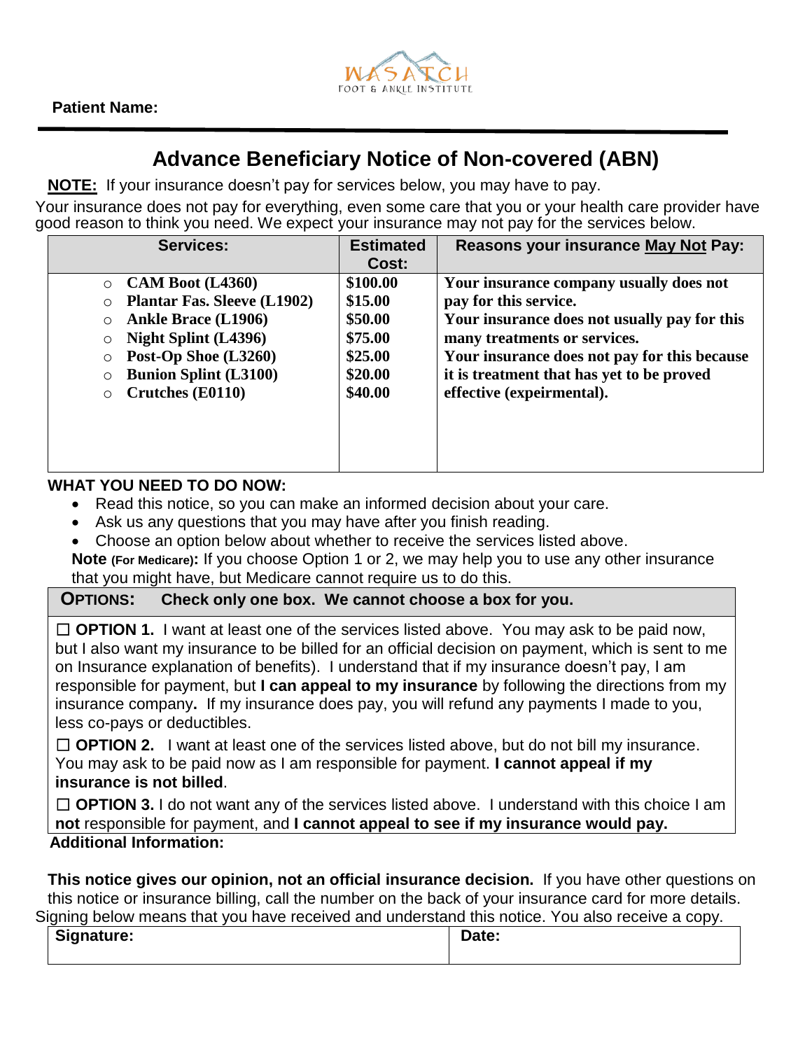WASATCH FOOT & ANKLE INSTITUTE

**Patient Name:**

# Advance Beneficiary Notice of Non-covered (ABN)

**NOTE:** If your insurance doesn't pay for services below, you may have to pay.

Your insurance does not pay for everything, even some care that you or your health care provider have good reason to think you need. We expect your insurance may not pay for the services below.

| Services: | Estimated Cost: | Reasons your insurance May Not Pay: |
|---|---|---|
| ○ **CAM Boot (L4360)**<br>○ **Plantar Fas. Sleeve (L1902)**<br>○ **Ankle Brace (L1906)**<br>○ **Night Splint (L4396)**<br>○ **Post-Op Shoe (L3260)**<br>○ **Bunion Splint (L3100)**<br>○ **Crutches (E0110)** | **$100.00**<br>**$15.00**<br>**$50.00**<br>**$75.00**<br>**$25.00**<br>**$20.00**<br>**$40.00** | **Your insurance company usually does not pay for this service.**<br>**Your insurance does not usually pay for this many treatments or services.**<br>**Your insurance does not pay for this because it is treatment that has yet to be proved effective (expeirmental).** |

**WHAT YOU NEED TO DO NOW:**

- Read this notice, so you can make an informed decision about your care.
- Ask us any questions that you may have after you finish reading.
- Choose an option below about whether to receive the services listed above.

**Note (For Medicare):** If you choose Option 1 or 2, we may help you to use any other insurance that you might have, but Medicare cannot require us to do this.

**OPTIONS: Check only one box. We cannot choose a box for you.**

☐ **OPTION 1.** I want at least one of the services listed above. You may ask to be paid now, but I also want my insurance to be billed for an official decision on payment, which is sent to me on Insurance explanation of benefits). I understand that if my insurance doesn't pay, I am responsible for payment, but **I can appeal to my insurance** by following the directions from my insurance company**.** If my insurance does pay, you will refund any payments I made to you, less co-pays or deductibles.

☐ **OPTION 2.** I want at least one of the services listed above, but do not bill my insurance. You may ask to be paid now as I am responsible for payment. **I cannot appeal if my insurance is not billed**.

☐ **OPTION 3.** I do not want any of the services listed above. I understand with this choice I am **not** responsible for payment, and **I cannot appeal to see if my insurance would pay.**

**Additional Information:**

**This notice gives our opinion, not an official insurance decision.** If you have other questions on this notice or insurance billing, call the number on the back of your insurance card for more details.

Signing below means that you have received and understand this notice. You also receive a copy.

| Signature: | Date: |
|---|---|
| | |